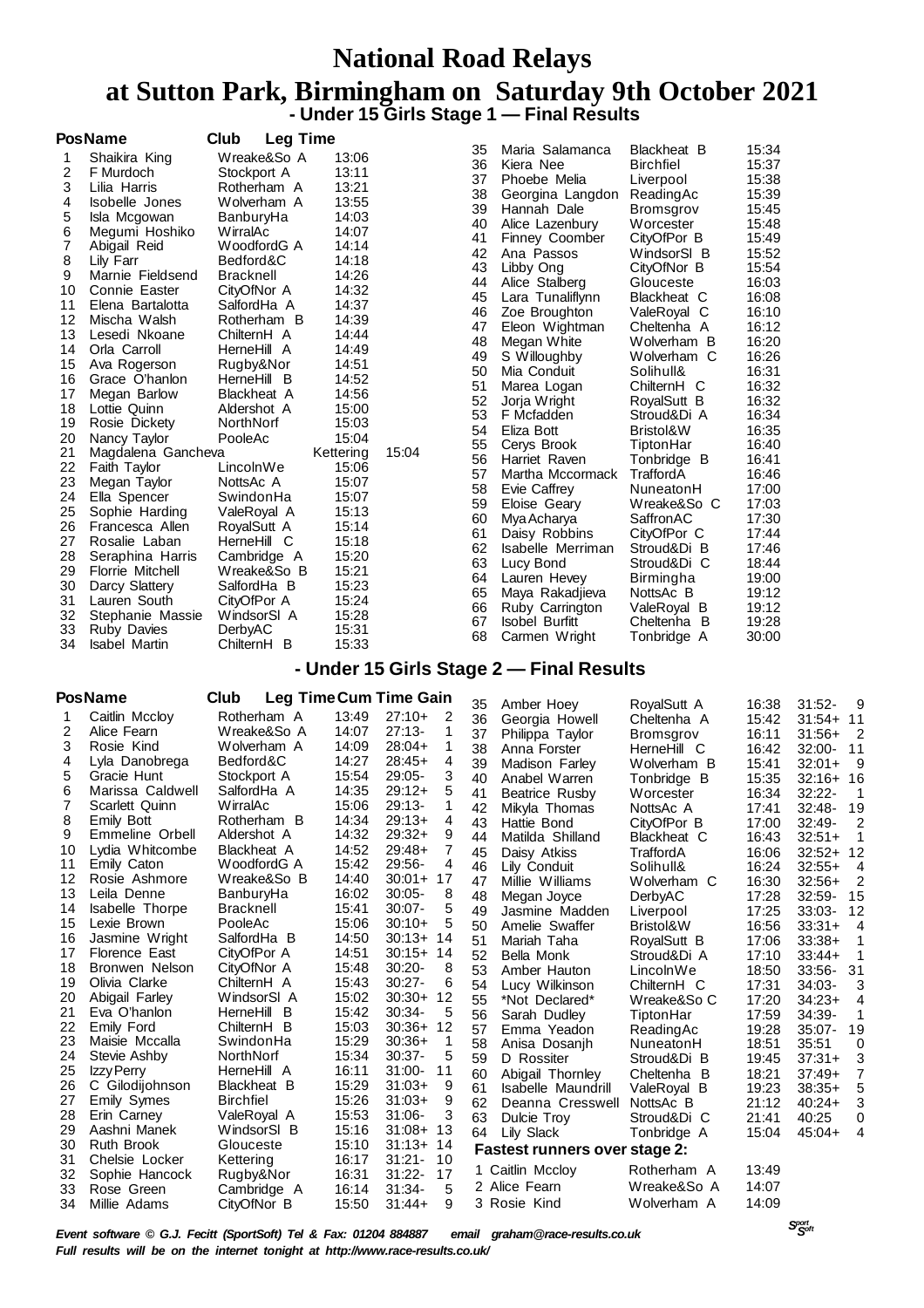# National Road Relays

## at Sutton Park, Birmingham on Saturday 9th October 2021

### - Under 15 Girls Stage 1 — Final Results

| Pos | Name | Club | Leg Time |
|---|---|---|---|
| 1 | Shaikira King | Wreake&So A | 13:06 |
| 2 | F Murdoch | Stockport A | 13:11 |
| 3 | Lilia Harris | Rotherham A | 13:21 |
| 4 | Isobelle Jones | Wolverham A | 13:55 |
| 5 | Isla Mcgowan | BanburyHa | 14:03 |
| 6 | Megumi Hoshiko | WirralAc | 14:07 |
| 7 | Abigail Reid | WoodfordG A | 14:14 |
| 8 | Lily Farr | Bedford&C | 14:18 |
| 9 | Marnie Fieldsend | Bracknell | 14:26 |
| 10 | Connie Easter | CityOfNor A | 14:32 |
| 11 | Elena Bartalotta | SalfordHa A | 14:37 |
| 12 | Mischa Walsh | Rotherham B | 14:39 |
| 13 | Lesedi Nkoane | ChilternH A | 14:44 |
| 14 | Orla Carroll | HerneHill A | 14:49 |
| 15 | Ava Rogerson | Rugby&Nor | 14:51 |
| 16 | Grace O'hanlon | HerneHill B | 14:52 |
| 17 | Megan Barlow | Blackheat A | 14:56 |
| 18 | Lottie Quinn | Aldershot A | 15:00 |
| 19 | Rosie Dickety | NorthNorf | 15:03 |
| 20 | Nancy Taylor | PooleAc | 15:04 |
| 21 | Magdalena Gancheva | Kettering | 15:04 |
| 22 | Faith Taylor | LincolnWe | 15:06 |
| 23 | Megan Taylor | NottsAc A | 15:07 |
| 24 | Ella Spencer | SwindonHa | 15:07 |
| 25 | Sophie Harding | ValeRoyal A | 15:13 |
| 26 | Francesca Allen | RoyalSutt A | 15:14 |
| 27 | Rosalie Laban | HerneHill C | 15:18 |
| 28 | Seraphina Harris | Cambridge A | 15:20 |
| 29 | Florrie Mitchell | Wreake&So B | 15:21 |
| 30 | Darcy Slattery | SalfordHa B | 15:23 |
| 31 | Lauren South | CityOfPor A | 15:24 |
| 32 | Stephanie Massie | WindsorSl A | 15:28 |
| 33 | Ruby Davies | DerbyAC | 15:31 |
| 34 | Isabel Martin | ChilternH B | 15:33 |
| 35 | Maria Salamanca | Blackheat B | 15:34 |
| 36 | Kiera Nee | Birchfiel | 15:37 |
| 37 | Phoebe Melia | Liverpool | 15:38 |
| 38 | Georgina Langdon | ReadingAc | 15:39 |
| 39 | Hannah Dale | Bromsgrov | 15:45 |
| 40 | Alice Lazenbury | Worcester | 15:48 |
| 41 | Finney Coomber | CityOfPor B | 15:49 |
| 42 | Ana Passos | WindsorSl B | 15:52 |
| 43 | Libby Ong | CityOfNor B | 15:54 |
| 44 | Alice Stalberg | Glouceste | 16:03 |
| 45 | Lara Tunaliflynn | Blackheat C | 16:08 |
| 46 | Zoe Broughton | ValeRoyal C | 16:10 |
| 47 | Eleon Wightman | Cheltenha A | 16:12 |
| 48 | Megan White | Wolverham B | 16:20 |
| 49 | S Willoughby | Wolverham C | 16:26 |
| 50 | Mia Conduit | Solihull& | 16:31 |
| 51 | Marea Logan | ChilternH C | 16:32 |
| 52 | Jorja Wright | RoyalSutt B | 16:32 |
| 53 | F Mcfadden | Stroud&Di A | 16:34 |
| 54 | Eliza Bott | Bristol&W | 16:35 |
| 55 | Cerys Brook | TiptonHar | 16:40 |
| 56 | Harriet Raven | Tonbridge B | 16:41 |
| 57 | Martha Mccormack | TraffordA | 16:46 |
| 58 | Evie Caffrey | NuneatonH | 17:00 |
| 59 | Eloise Geary | Wreake&So C | 17:03 |
| 60 | Mya Acharya | SaffronAC | 17:30 |
| 61 | Daisy Robbins | CityOfPor C | 17:44 |
| 62 | Isabelle Merriman | Stroud&Di B | 17:46 |
| 63 | Lucy Bond | Stroud&Di C | 18:44 |
| 64 | Lauren Hevey | Birmingha | 19:00 |
| 65 | Maya Rakadjieva | NottsAc B | 19:12 |
| 66 | Ruby Carrington | ValeRoyal B | 19:12 |
| 67 | Isobel Burfitt | Cheltenha B | 19:28 |
| 68 | Carmen Wright | Tonbridge A | 30:00 |

### - Under 15 Girls Stage 2 — Final Results

| Pos | Name | Club | Leg Time | Cum Time | Gain |
|---|---|---|---|---|---|
| 1 | Caitlin Mccloy | Rotherham A | 13:49 | 27:10+ | 2 |
| 2 | Alice Fearn | Wreake&So A | 14:07 | 27:13- | 1 |
| 3 | Rosie Kind | Wolverham A | 14:09 | 28:04+ | 1 |
| 4 | Lyla Danobrega | Bedford&C | 14:27 | 28:45+ | 4 |
| 5 | Gracie Hunt | Stockport A | 15:54 | 29:05- | 3 |
| 6 | Marissa Caldwell | SalfordHa A | 14:35 | 29:12+ | 5 |
| 7 | Scarlett Quinn | WirralAc | 15:06 | 29:13- | 1 |
| 8 | Emily Bott | Rotherham B | 14:34 | 29:13+ | 4 |
| 9 | Emmeline Orbell | Aldershot A | 14:32 | 29:32+ | 9 |
| 10 | Lydia Whitcombe | Blackheat A | 14:52 | 29:48+ | 7 |
| 11 | Emily Caton | WoodfordG A | 15:42 | 29:56- | 4 |
| 12 | Rosie Ashmore | Wreake&So B | 14:40 | 30:01+ | 17 |
| 13 | Leila Denne | BanburyHa | 16:02 | 30:05- | 8 |
| 14 | Isabelle Thorpe | Bracknell | 15:41 | 30:07- | 5 |
| 15 | Lexie Brown | PooleAc | 15:06 | 30:10+ | 5 |
| 16 | Jasmine Wright | SalfordHa B | 14:50 | 30:13+ | 14 |
| 17 | Florence East | CityOfPor A | 14:51 | 30:15+ | 14 |
| 18 | Bronwen Nelson | CityOfNor A | 15:48 | 30:20- | 8 |
| 19 | Olivia Clarke | ChilternH A | 15:43 | 30:27- | 6 |
| 20 | Abigail Farley | WindsorSl A | 15:02 | 30:30+ | 12 |
| 21 | Eva O'hanlon | HerneHill B | 15:42 | 30:34- | 5 |
| 22 | Emily Ford | ChilternH B | 15:03 | 30:36+ | 12 |
| 23 | Maisie Mccalla | SwindonHa | 15:29 | 30:36+ | 1 |
| 24 | Stevie Ashby | NorthNorf | 15:34 | 30:37- | 5 |
| 25 | Izzy Perry | HerneHill A | 16:11 | 31:00- | 11 |
| 26 | C Gilodijohnson | Blackheat B | 15:29 | 31:03+ | 9 |
| 27 | Emily Symes | Birchfiel | 15:26 | 31:03+ | 9 |
| 28 | Erin Carney | ValeRoyal A | 15:53 | 31:06- | 3 |
| 29 | Aashni Manek | WindsorSl B | 15:16 | 31:08+ | 13 |
| 30 | Ruth Brook | Glouceste | 15:10 | 31:13+ | 14 |
| 31 | Chelsie Locker | Kettering | 16:17 | 31:21- | 10 |
| 32 | Sophie Hancock | Rugby&Nor | 16:31 | 31:22- | 17 |
| 33 | Rose Green | Cambridge A | 16:14 | 31:34- | 5 |
| 34 | Millie Adams | CityOfNor B | 15:50 | 31:44+ | 9 |
| 35 | Amber Hoey | RoyalSutt A | 16:38 | 31:52- | 9 |
| 36 | Georgia Howell | Cheltenha A | 15:42 | 31:54+ | 11 |
| 37 | Philippa Taylor | Bromsgrov | 16:11 | 31:56+ | 2 |
| 38 | Anna Forster | HerneHill C | 16:42 | 32:00- | 11 |
| 39 | Madison Farley | Wolverham B | 15:41 | 32:01+ | 9 |
| 40 | Anabel Warren | Tonbridge B | 15:35 | 32:16+ | 16 |
| 41 | Beatrice Rusby | Worcester | 16:34 | 32:22- | 1 |
| 42 | Mikyla Thomas | NottsAc A | 17:41 | 32:48- | 19 |
| 43 | Hattie Bond | CityOfPor B | 17:00 | 32:49- | 2 |
| 44 | Matilda Shilland | Blackheat C | 16:43 | 32:51+ | 1 |
| 45 | Daisy Atkiss | TraffordA | 16:06 | 32:52+ | 12 |
| 46 | Lily Conduit | Solihull& | 16:24 | 32:55+ | 4 |
| 47 | Millie Williams | Wolverham C | 16:30 | 32:56+ | 2 |
| 48 | Megan Joyce | DerbyAC | 17:28 | 32:59- | 15 |
| 49 | Jasmine Madden | Liverpool | 17:25 | 33:03- | 12 |
| 50 | Amelie Swaffer | Bristol&W | 16:56 | 33:31+ | 4 |
| 51 | Mariah Taha | RoyalSutt B | 17:06 | 33:38+ | 1 |
| 52 | Bella Monk | Stroud&Di A | 17:10 | 33:44+ | 1 |
| 53 | Amber Hauton | LincolnWe | 18:50 | 33:56- | 31 |
| 54 | Lucy Wilkinson | ChilternH C | 17:31 | 34:03- | 3 |
| 55 | *Not Declared* | Wreake&So C | 17:20 | 34:23+ | 4 |
| 56 | Sarah Dudley | TiptonHar | 17:59 | 34:39- | 1 |
| 57 | Emma Yeadon | ReadingAc | 19:28 | 35:07- | 19 |
| 58 | Anisa Dosanjh | NuneatonH | 18:51 | 35:51 | 0 |
| 59 | D Rossiter | Stroud&Di B | 19:45 | 37:31+ | 3 |
| 60 | Abigail Thornley | Cheltenha B | 18:21 | 37:49+ | 7 |
| 61 | Isabelle Maundrill | ValeRoyal B | 19:23 | 38:35+ | 5 |
| 62 | Deanna Cresswell | NottsAc B | 21:12 | 40:24+ | 3 |
| 63 | Dulcie Troy | Stroud&Di C | 21:41 | 40:25 | 0 |
| 64 | Lily Slack | Tonbridge A | 15:04 | 45:04+ | 4 |

**Fastest runners over stage 2:**

| | Name | Club | Time |
|---|---|---|---|
| 1 | Caitlin Mccloy | Rotherham A | 13:49 |
| 2 | Alice Fearn | Wreake&So A | 14:07 |
| 3 | Rosie Kind | Wolverham A | 14:09 |

*Event software © G.J. Fecitt (SportSoft) Tel & Fax: 01204 884887 email graham@race-results.co.uk*

*Full results will be on the internet tonight at http://www.race-results.co.uk/*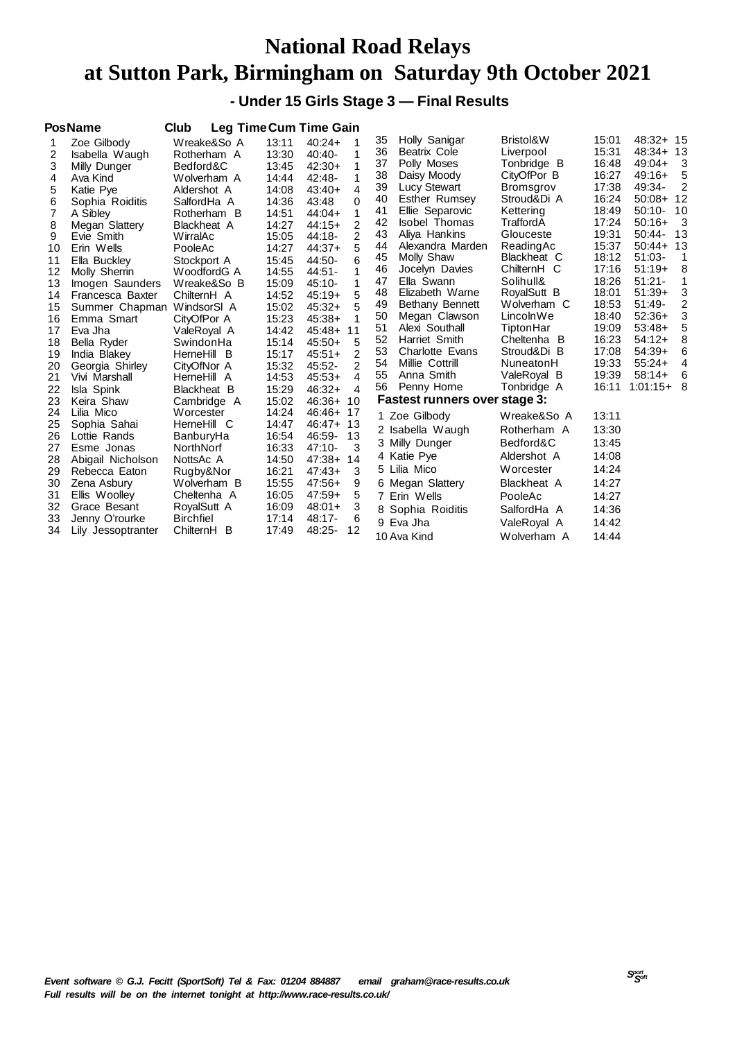# National Road Relays
# at Sutton Park, Birmingham on Saturday 9th October 2021

### - Under 15 Girls Stage 3 — Final Results

| Pos | Name | Club | Leg Time | Cum Time | Gain |
|---|---|---|---|---|---|
| 1 | Zoe Gilbody | Wreake&So A | 13:11 | 40:24+ | 1 |
| 2 | Isabella Waugh | Rotherham A | 13:30 | 40:40- | 1 |
| 3 | Milly Dunger | Bedford&C | 13:45 | 42:30+ | 1 |
| 4 | Ava Kind | Wolverham A | 14:44 | 42:48- | 1 |
| 5 | Katie Pye | Aldershot A | 14:08 | 43:40+ | 4 |
| 6 | Sophia Roiditis | SalfordHa A | 14:36 | 43:48 | 0 |
| 7 | A Sibley | Rotherham B | 14:51 | 44:04+ | 1 |
| 8 | Megan Slattery | Blackheat A | 14:27 | 44:15+ | 2 |
| 9 | Evie Smith | WirralAc | 15:05 | 44:18- | 2 |
| 10 | Erin Wells | PooleAc | 14:27 | 44:37+ | 5 |
| 11 | Ella Buckley | Stockport A | 15:45 | 44:50- | 6 |
| 12 | Molly Sherrin | WoodfordG A | 14:55 | 44:51- | 1 |
| 13 | Imogen Saunders | Wreake&So B | 15:09 | 45:10- | 1 |
| 14 | Francesca Baxter | ChilternH A | 14:52 | 45:19+ | 5 |
| 15 | Summer Chapman | WindsorSl A | 15:02 | 45:32+ | 5 |
| 16 | Emma Smart | CityOfPor A | 15:23 | 45:38+ | 1 |
| 17 | Eva Jha | ValeRoyal A | 14:42 | 45:48+ | 11 |
| 18 | Bella Ryder | SwindonHa | 15:14 | 45:50+ | 5 |
| 19 | India Blakey | HerneHill B | 15:17 | 45:51+ | 2 |
| 20 | Georgia Shirley | CityOfNor A | 15:32 | 45:52- | 2 |
| 21 | Vivi Marshall | HerneHill A | 14:53 | 45:53+ | 4 |
| 22 | Isla Spink | Blackheat B | 15:29 | 46:32+ | 4 |
| 23 | Keira Shaw | Cambridge A | 15:02 | 46:36+ | 10 |
| 24 | Lilia Mico | Worcester | 14:24 | 46:46+ | 17 |
| 25 | Sophia Sahai | HerneHill C | 14:47 | 46:47+ | 13 |
| 26 | Lottie Rands | BanburyHa | 16:54 | 46:59- | 13 |
| 27 | Esme Jonas | NorthNorf | 16:33 | 47:10- | 3 |
| 28 | Abigail Nicholson | NottsAc A | 14:50 | 47:38+ | 14 |
| 29 | Rebecca Eaton | Rugby&Nor | 16:21 | 47:43+ | 3 |
| 30 | Zena Asbury | Wolverham B | 15:55 | 47:56+ | 9 |
| 31 | Ellis Woolley | Cheltenha A | 16:05 | 47:59+ | 5 |
| 32 | Grace Besant | RoyalSutt A | 16:09 | 48:01+ | 3 |
| 33 | Jenny O'rourke | Birchfiel | 17:14 | 48:17- | 6 |
| 34 | Lily Jessoptranter | ChilternH B | 17:49 | 48:25- | 12 |
| 35 | Holly Sanigar | Bristol&W | 15:01 | 48:32+ | 15 |
| 36 | Beatrix Cole | Liverpool | 15:31 | 48:34+ | 13 |
| 37 | Polly Moses | Tonbridge B | 16:48 | 49:04+ | 3 |
| 38 | Daisy Moody | CityOfPor B | 16:27 | 49:16+ | 5 |
| 39 | Lucy Stewart | Bromsgrov | 17:38 | 49:34- | 2 |
| 40 | Esther Rumsey | Stroud&Di A | 16:24 | 50:08+ | 12 |
| 41 | Ellie Separovic | Kettering | 18:49 | 50:10- | 10 |
| 42 | Isobel Thomas | TraffordA | 17:24 | 50:16+ | 3 |
| 43 | Aliya Hankins | Glouceste | 19:31 | 50:44- | 13 |
| 44 | Alexandra Marden | ReadingAc | 15:37 | 50:44+ | 13 |
| 45 | Molly Shaw | Blackheat C | 18:12 | 51:03- | 1 |
| 46 | Jocelyn Davies | ChilternH C | 17:16 | 51:19+ | 8 |
| 47 | Ella Swann | Solihull& | 18:26 | 51:21- | 1 |
| 48 | Elizabeth Warne | RoyalSutt B | 18:01 | 51:39+ | 3 |
| 49 | Bethany Bennett | Wolverham C | 18:53 | 51:49- | 2 |
| 50 | Megan Clawson | LincolnWe | 18:40 | 52:36+ | 3 |
| 51 | Alexi Southall | TiptonHar | 19:09 | 53:48+ | 5 |
| 52 | Harriet Smith | Cheltenha B | 16:23 | 54:12+ | 8 |
| 53 | Charlotte Evans | Stroud&Di B | 17:08 | 54:39+ | 6 |
| 54 | Millie Cottrill | NuneatonH | 19:33 | 55:24+ | 4 |
| 55 | Anna Smith | ValeRoyal B | 19:39 | 58:14+ | 6 |
| 56 | Penny Horne | Tonbridge A | 16:11 | 1:01:15+ | 8 |

**Fastest runners over stage 3:**

| | Name | Club | Time |
|---|---|---|---|
| 1 | Zoe Gilbody | Wreake&So A | 13:11 |
| 2 | Isabella Waugh | Rotherham A | 13:30 |
| 3 | Milly Dunger | Bedford&C | 13:45 |
| 4 | Katie Pye | Aldershot A | 14:08 |
| 5 | Lilia Mico | Worcester | 14:24 |
| 6 | Megan Slattery | Blackheat A | 14:27 |
| 7 | Erin Wells | PooleAc | 14:27 |
| 8 | Sophia Roiditis | SalfordHa A | 14:36 |
| 9 | Eva Jha | ValeRoyal A | 14:42 |
| 10 | Ava Kind | Wolverham A | 14:44 |

*Event software © G.J. Fecitt (SportSoft) Tel & Fax: 01204 884887 email graham@race-results.co.uk*
*Full results will be on the internet tonight at http://www.race-results.co.uk/*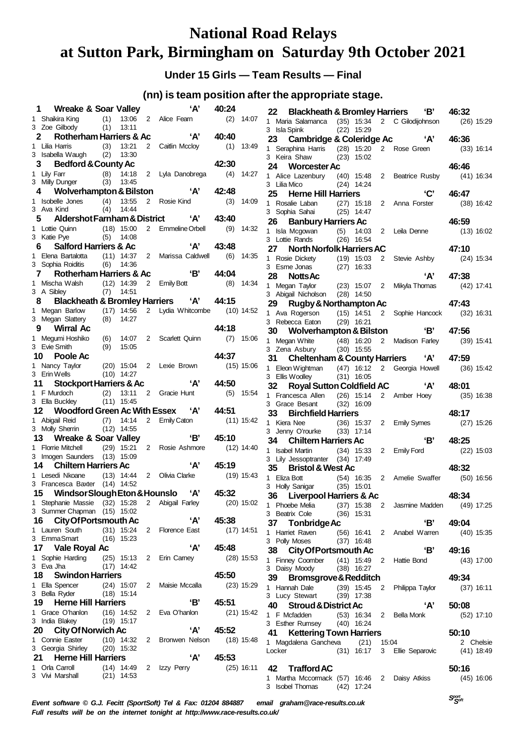# National Road Relays at Sutton Park, Birmingham on Saturday 9th October 2021

## Under 15 Girls — Team Results — Final

### (nn) is team position after the appropriate stage.

**1 Wreake & Soar Valley 'A' 40:24**
1 Shaikira King (1) 13:06 2 Alice Fearn (2) 14:07
3 Zoe Gilbody (1) 13:11

**2 Rotherham Harriers & Ac 'A' 40:40**
1 Lilia Harris (3) 13:21 2 Caitlin Mccloy (1) 13:49
3 Isabella Waugh (2) 13:30

**3 Bedford & County Ac 42:30**
1 Lily Farr (8) 14:18 2 Lyla Danobrega (4) 14:27
3 Milly Dunger (3) 13:45

**4 Wolverhampton & Bilston 'A' 42:48**
1 Isobelle Jones (4) 13:55 2 Rosie Kind (3) 14:09
3 Ava Kind (4) 14:44

**5 Aldershot Farnham & District 'A' 43:40**
1 Lottie Quinn (18) 15:00 2 Emmeline Orbell (9) 14:32
3 Katie Pye (5) 14:08

**6 Salford Harriers & Ac 'A' 43:48**
1 Elena Bartalotta (11) 14:37 2 Marissa Caldwell (6) 14:35
3 Sophia Roiditis (6) 14:36

**7 Rotherham Harriers & Ac 'B' 44:04**
1 Mischa Walsh (12) 14:39 2 Emily Bott (8) 14:34
3 A Sibley (7) 14:51

**8 Blackheath & Bromley Harriers 'A' 44:15**
1 Megan Barlow (17) 14:56 2 Lydia Whitcombe (10) 14:52
3 Megan Slattery (8) 14:27

**9 Wirral Ac 44:18**
1 Megumi Hoshiko (6) 14:07 2 Scarlett Quinn (7) 15:06
3 Evie Smith (9) 15:05

**10 Poole Ac 44:37**
1 Nancy Taylor (20) 15:04 2 Lexie Brown (15) 15:06
3 Erin Wells (10) 14:27

**11 Stockport Harriers & Ac 'A' 44:50**
1 F Murdoch (2) 13:11 2 Gracie Hunt (5) 15:54
3 Ella Buckley (11) 15:45

**12 Woodford Green Ac With Essex 'A' 44:51**
1 Abigail Reid (7) 14:14 2 Emily Caton (11) 15:42
3 Molly Sherrin (12) 14:55

**13 Wreake & Soar Valley 'B' 45:10**
1 Florrie Mitchell (29) 15:21 2 Rosie Ashmore (12) 14:40
3 Imogen Saunders (13) 15:09

**14 Chiltern Harriers Ac 'A' 45:19**
1 Lesedi Nkoane (13) 14:44 2 Olivia Clarke (19) 15:43
3 Francesca Baxter (14) 14:52

**15 Windsor Slough Eton & Hounslo 'A' 45:32**
1 Stephanie Massie (32) 15:28 2 Abigail Farley (20) 15:02
3 Summer Chapman (15) 15:02

**16 City Of Portsmouth Ac 'A' 45:38**
1 Lauren South (31) 15:24 2 Florence East (17) 14:51
3 Emma Smart (16) 15:23

**17 Vale Royal Ac 'A' 45:48**
1 Sophie Harding (25) 15:13 2 Erin Carney (28) 15:53
3 Eva Jha (17) 14:42

**18 Swindon Harriers 45:50**
1 Ella Spencer (24) 15:07 2 Maisie Mccalla (23) 15:29
3 Bella Ryder (18) 15:14

**19 Herne Hill Harriers 'B' 45:51**
1 Grace O'hanlon (16) 14:52 2 Eva O'hanlon (21) 15:42
3 India Blakey (19) 15:17

**20 City Of Norwich Ac 'A' 45:52**
1 Connie Easter (10) 14:32 2 Bronwen Nelson (18) 15:48
3 Georgia Shirley (20) 15:32

**21 Herne Hill Harriers 'A' 45:53**
1 Orla Carroll (14) 14:49 2 Izzy Perry (25) 16:11
3 Vivi Marshall (21) 14:53

**22 Blackheath & Bromley Harriers 'B' 46:32**
1 Maria Salamanca (35) 15:34 2 C Gilodijohnson (26) 15:29
3 Isla Spink (22) 15:29

**23 Cambridge & Coleridge Ac 'A' 46:36**
1 Seraphina Harris (28) 15:20 2 Rose Green (33) 16:14
3 Keira Shaw (23) 15:02

**24 Worcester Ac 46:46**
1 Alice Lazenbury (40) 15:48 2 Beatrice Rusby (41) 16:34
3 Lilia Mico (24) 14:24

**25 Herne Hill Harriers 'C' 46:47**
1 Rosalie Laban (27) 15:18 2 Anna Forster (38) 16:42
3 Sophia Sahai (25) 14:47

**26 Banbury Harriers Ac 46:59**
1 Isla Mcgowan (5) 14:03 2 Leila Denne (13) 16:02
3 Lottie Rands (26) 16:54

**27 North Norfolk Harriers AC 47:10**
1 Rosie Dickety (19) 15:03 2 Stevie Ashby (24) 15:34
3 Esme Jonas (27) 16:33

**28 Notts Ac 'A' 47:38**
1 Megan Taylor (23) 15:07 2 Mikyla Thomas (42) 17:41
3 Abigail Nicholson (28) 14:50

**29 Rugby & Northampton Ac 47:43**
1 Ava Rogerson (15) 14:51 2 Sophie Hancock (32) 16:31
3 Rebecca Eaton (29) 16:21

**30 Wolverhampton & Bilston 'B' 47:56**
1 Megan White (48) 16:20 2 Madison Farley (39) 15:41
3 Zena Asbury (30) 15:55

**31 Cheltenham & County Harriers 'A' 47:59**
1 Eleon Wightman (47) 16:12 2 Georgia Howell (36) 15:42
3 Ellis Woolley (31) 16:05

**32 Royal Sutton Coldfield AC 'A' 48:01**
1 Francesca Allen (26) 15:14 2 Amber Hoey (35) 16:38
3 Grace Besant (32) 16:09

**33 Birchfield Harriers 48:17**
1 Kiera Nee (36) 15:37 2 Emily Symes (27) 15:26
3 Jenny O'rourke (33) 17:14

**34 Chiltern Harriers Ac 'B' 48:25**
1 Isabel Martin (34) 15:33 2 Emily Ford (22) 15:03
3 Lily Jessoptranter (34) 17:49

**35 Bristol & West Ac 48:32**
1 Eliza Bott (54) 16:35 2 Amelie Swaffer (50) 16:56
3 Holly Sanigar (35) 15:01

**36 Liverpool Harriers & Ac 48:34**
1 Phoebe Melia (37) 15:38 2 Jasmine Madden (49) 17:25
3 Beatrix Cole (36) 15:31

**37 Tonbridge Ac 'B' 49:04**
1 Harriet Raven (56) 16:41 2 Anabel Warren (40) 15:35
3 Polly Moses (37) 16:48

**38 City Of Portsmouth Ac 'B' 49:16**
1 Finney Coomber (41) 15:49 2 Hattie Bond (43) 17:00
3 Daisy Moody (38) 16:27

**39 Bromsgrove & Redditch 49:34**
1 Hannah Dale (39) 15:45 2 Philippa Taylor (37) 16:11
3 Lucy Stewart (39) 17:38

**40 Stroud & District Ac 'A' 50:08**
1 F Mcfadden (53) 16:34 2 Bella Monk (52) 17:10
3 Esther Rumsey (40) 16:24

**41 Kettering Town Harriers 50:10**
1 Magdalena Gancheva (21) 15:04 2 Chelsie Locker (31) 16:17 3 Ellie Separovic (41) 18:49

**42 Trafford AC 50:16**
1 Martha Mccormack (57) 16:46 2 Daisy Atkiss (45) 16:06
3 Isobel Thomas (42) 17:24

*Event software © G.J. Fecitt (SportSoft) Tel & Fax: 01204 884887 email graham@race-results.co.uk*
*Full results will be on the internet tonight at http://www.race-results.co.uk/*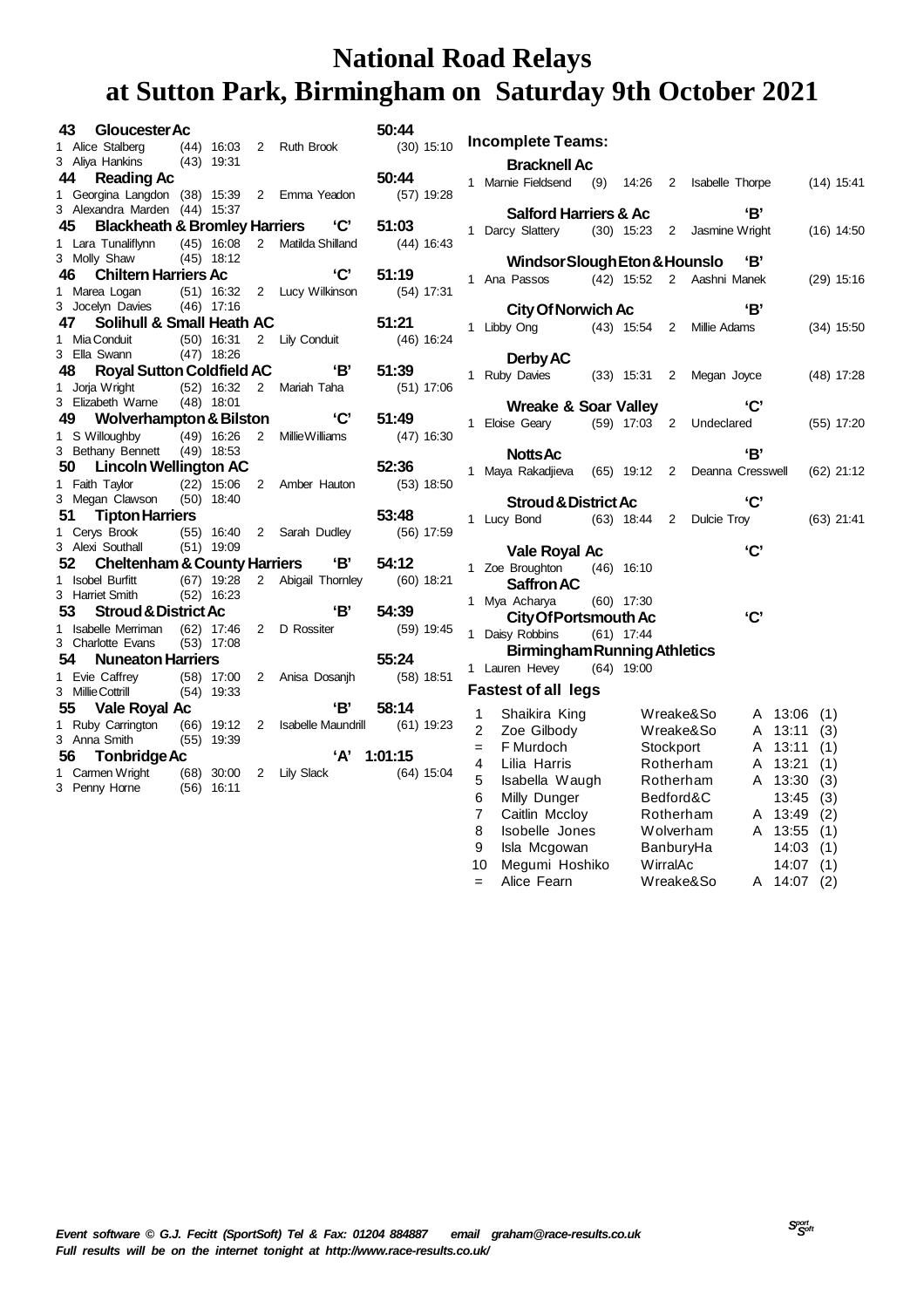# National Road Relays
# at Sutton Park, Birmingham on Saturday 9th October 2021

**43 Gloucester Ac** — **50:44**
1 Alice Stalberg (44) 16:03 — 2 Ruth Brook (30) 15:10
3 Aliya Hankins (43) 19:31

**44 Reading Ac** — **50:44**
1 Georgina Langdon (38) 15:39 — 2 Emma Yeadon (57) 19:28
3 Alexandra Marden (44) 15:37

**45 Blackheath & Bromley Harriers 'C'** — **51:03**
1 Lara Tunaliflynn (45) 16:08 — 2 Matilda Shilland (44) 16:43
3 Molly Shaw (45) 18:12

**46 Chiltern Harriers Ac 'C'** — **51:19**
1 Marea Logan (51) 16:32 — 2 Lucy Wilkinson (54) 17:31
3 Jocelyn Davies (46) 17:16

**47 Solihull & Small Heath AC** — **51:21**
1 Mia Conduit (50) 16:31 — 2 Lily Conduit (46) 16:24
3 Ella Swann (47) 18:26

**48 Royal Sutton Coldfield AC 'B'** — **51:39**
1 Jorja Wright (52) 16:32 — 2 Mariah Taha (51) 17:06
3 Elizabeth Warne (48) 18:01

**49 Wolverhampton & Bilston 'C'** — **51:49**
1 S Willoughby (49) 16:26 — 2 Millie Williams (47) 16:30
3 Bethany Bennett (49) 18:53

**50 Lincoln Wellington AC** — **52:36**
1 Faith Taylor (22) 15:06 — 2 Amber Hauton (53) 18:50
3 Megan Clawson (50) 18:40

**51 Tipton Harriers** — **53:48**
1 Cerys Brook (55) 16:40 — 2 Sarah Dudley (56) 17:59
3 Alexi Southall (51) 19:09

**52 Cheltenham & County Harriers 'B'** — **54:12**
1 Isobel Burfitt (67) 19:28 — 2 Abigail Thornley (60) 18:21
3 Harriet Smith (52) 16:23

**53 Stroud & District Ac 'B'** — **54:39**
1 Isabelle Merriman (62) 17:46 — 2 D Rossiter (59) 19:45
3 Charlotte Evans (53) 17:08

**54 Nuneaton Harriers** — **55:24**
1 Evie Caffrey (58) 17:00 — 2 Anisa Dosanjh (58) 18:51
3 Millie Cottrill (54) 19:33

**55 Vale Royal Ac 'B'** — **58:14**
1 Ruby Carrington (66) 19:12 — 2 Isabelle Maundrill (61) 19:23
3 Anna Smith (55) 19:39

**56 Tonbridge Ac 'A'** — **1:01:15**
1 Carmen Wright (68) 30:00 — 2 Lily Slack (64) 15:04
3 Penny Horne (56) 16:11

## Incomplete Teams:

**Bracknell Ac**
1 Marnie Fieldsend (9) 14:26 — 2 Isabelle Thorpe (14) 15:41

**Salford Harriers & Ac 'B'**
1 Darcy Slattery (30) 15:23 — 2 Jasmine Wright (16) 14:50

**Windsor Slough Eton & Hounslo 'B'**
1 Ana Passos (42) 15:52 — 2 Aashni Manek (29) 15:16

**City Of Norwich Ac 'B'**
1 Libby Ong (43) 15:54 — 2 Millie Adams (34) 15:50

**Derby AC**
1 Ruby Davies (33) 15:31 — 2 Megan Joyce (48) 17:28

**Wreake & Soar Valley 'C'**
1 Eloise Geary (59) 17:03 — 2 Undeclared (55) 17:20

**Notts Ac 'B'**
1 Maya Rakadjieva (65) 19:12 — 2 Deanna Cresswell (62) 21:12

**Stroud & District Ac 'C'**
1 Lucy Bond (63) 18:44 — 2 Dulcie Troy (63) 21:41

**Vale Royal Ac 'C'**
1 Zoe Broughton (46) 16:10

**Saffron AC**
1 Mya Acharya (60) 17:30

**City Of Portsmouth Ac 'C'**
1 Daisy Robbins (61) 17:44

**Birmingham Running Athletics**
1 Lauren Hevey (64) 19:00

## Fastest of all legs

| | | | | | |
|---|---|---|---|---|---|
| 1 | Shaikira King | Wreake&So | A | 13:06 | (1) |
| 2 | Zoe Gilbody | Wreake&So | A | 13:11 | (3) |
| = | F Murdoch | Stockport | A | 13:11 | (1) |
| 4 | Lilia Harris | Rotherham | A | 13:21 | (1) |
| 5 | Isabella Waugh | Rotherham | A | 13:30 | (3) |
| 6 | Milly Dunger | Bedford&C | | 13:45 | (3) |
| 7 | Caitlin Mccloy | Rotherham | A | 13:49 | (2) |
| 8 | Isobelle Jones | Wolverham | A | 13:55 | (1) |
| 9 | Isla Mcgowan | BanburyHa | | 14:03 | (1) |
| 10 | Megumi Hoshiko | WirralAc | | 14:07 | (1) |
| = | Alice Fearn | Wreake&So | A | 14:07 | (2) |

*Event software © G.J. Fecitt (SportSoft) Tel & Fax: 01204 884887 email graham@race-results.co.uk*
*Full results will be on the internet tonight at http://www.race-results.co.uk/*